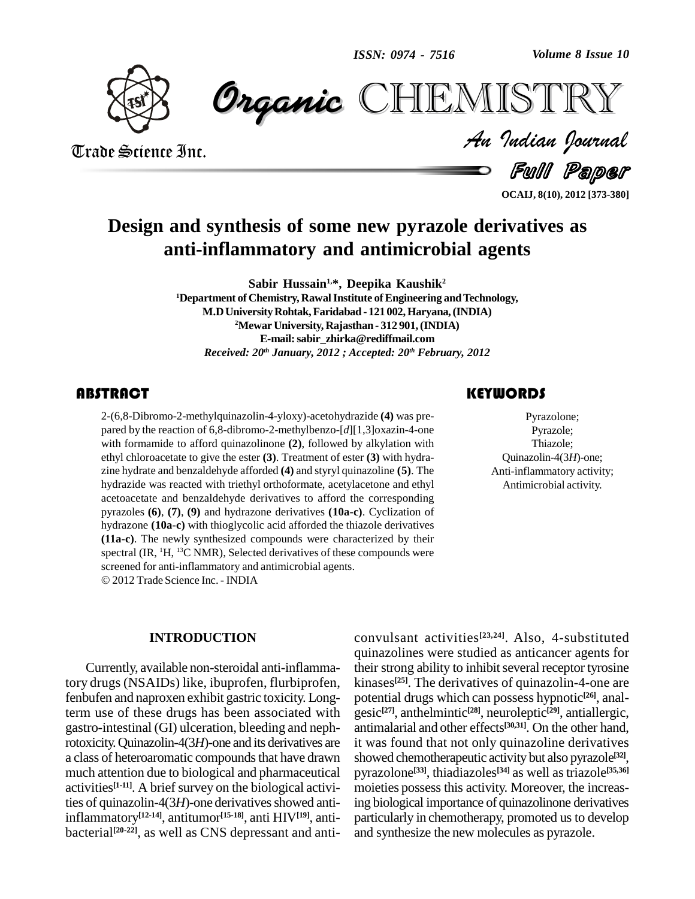# Design and synthesis of some new pyrazole derivatives as anti-inflammatory and antimicrobial agents

**Sabir Hussain[1,*], Deepika Kaushik[2]**

[1]Department of Chemistry, Rawal Institute of Engineering and Technology, M.D University Rohtak, Faridabad - 121 002, Haryana, (INDIA)

[2]Mewar University, Rajasthan - 312 901, (INDIA)

E-mail: sabir_zhirka@rediffmail.com

*Received: 20th January, 2012 ; Accepted: 20th February, 2012*

## ABSTRACT

2-(6,8-Dibromo-2-methylquinazolin-4-yloxy)-acetohydrazide **(4)** was prepared by the reaction of 6,8-dibromo-2-methylbenzo-[*d*][1,3]oxazin-4-one with formamide to afford quinazolinone **(2)**, followed by alkylation with ethyl chloroacetate to give the ester **(3)**. Treatment of ester **(3)** with hydrazine hydrate and benzaldehyde afforded **(4)** and styryl quinazoline **(5)**. The hydrazide was reacted with triethyl orthoformate, acetylacetone and ethyl acetoacetate and benzaldehyde derivatives to afford the corresponding pyrazoles **(6)**, **(7)**, **(9)** and hydrazone derivatives **(10a-c)**. Cyclization of hydrazone **(10a-c)** with thioglycolic acid afforded the thiazole derivatives **(11a-c)**. The newly synthesized compounds were characterized by their spectral (IR, $^1H$, $^{13}C$ NMR), Selected derivatives of these compounds were screened for anti-inflammatory and antimicrobial agents.

© 2012 Trade Science Inc. - INDIA

## KEYWORDS

Pyrazolone;
Pyrazole;
Thiazole;
Quinazolin-4(3*H*)-one;
Anti-inflammatory activity;
Antimicrobial activity.

## INTRODUCTION

Currently, available non-steroidal anti-inflammatory drugs (NSAIDs) like, ibuprofen, flurbiprofen, fenbufen and naproxen exhibit gastric toxicity. Long-term use of these drugs has been associated with gastro-intestinal (GI) ulceration, bleeding and nephrotoxicity. Quinazolin-4(3*H*)-one and its derivatives are a class of heteroaromatic compounds that have drawn much attention due to biological and pharmaceutical activities[1-11]. A brief survey on the biological activities of quinazolin-4(3*H*)-one derivatives showed anti-inflammatory[12-14], antitumor[15-18], anti HIV[19], antibacterial[20-22], as well as CNS depressant and anticonvulsant activities[23,24]. Also, 4-substituted quinazolines were studied as anticancer agents for their strong ability to inhibit several receptor tyrosine kinases[25]. The derivatives of quinazolin-4-one are potential drugs which can possess hypnotic[26], analgesic[27], anthelmintic[28], neuroleptic[29], antiallergic, antimalarial and other effects[30,31]. On the other hand, it was found that not only quinazoline derivatives showed chemotherapeutic activity but also pyrazole[32], pyrazolone[33], thiadiazoles[34] as well as triazole[35,36] moieties possess this activity. Moreover, the increasing biological importance of quinazolinone derivatives particularly in chemotherapy, promoted us to develop and synthesize the new molecules as pyrazole.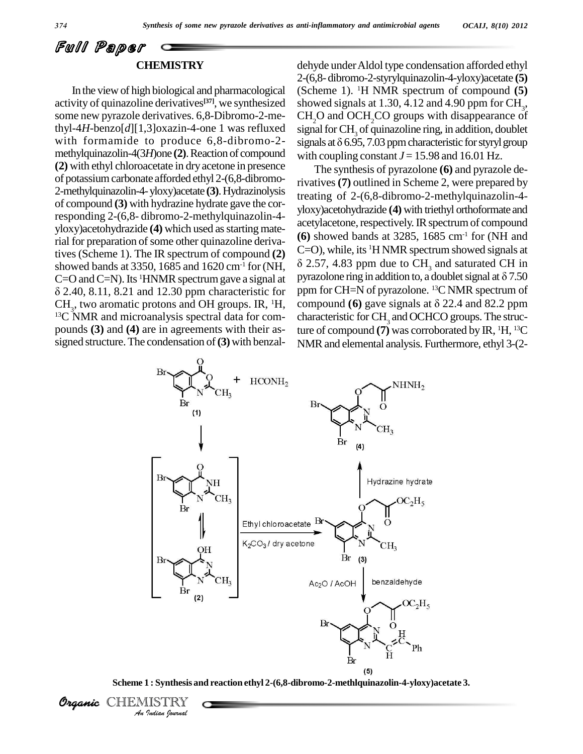## CHEMISTRY

In the view of high biological and pharmacological activity of quinazoline derivatives[37], we synthesized some new pyrazole derivatives. 6,8-Dibromo-2-methyl-4*H*-benzo[*d*][1,3]oxazin-4-one 1 was refluxed with formamide to produce 6,8-dibromo-2-methylquinazolin-4(3*H*)one **(2)**. Reaction of compound **(2)** with ethyl chloroacetate in dry acetone in presence of potassium carbonate afforded ethyl 2-(6,8-dibromo-2-methylquinazolin-4- yloxy)acetate **(3)**. Hydrazinolysis of compound **(3)** with hydrazine hydrate gave the corresponding 2-(6,8- dibromo-2-methylquinazolin-4-yloxy)acetohydrazide **(4)** which used as starting material for preparation of some other quinazoline derivatives (Scheme 1). The IR spectrum of compound **(2)** showed bands at 3350, 1685 and 1620 cm$^{-1}$ for (NH, C=O and C=N). Its $^1$HNMR spectrum gave a signal at δ 2.40, 8.11, 8.21 and 12.30 ppm characteristic for $CH_3$, two aromatic protons and OH groups. IR, $^1$H, $^{13}$C NMR and microanalysis spectral data for compounds **(3)** and **(4)** are in agreements with their assigned structure. The condensation of **(3)** with benzaldehyde under Aldol type condensation afforded ethyl 2-(6,8- dibromo-2-styrylquinazolin-4-yloxy)acetate **(5)** (Scheme 1). $^1$H NMR spectrum of compound **(5)** showed signals at 1.30, 4.12 and 4.90 ppm for $CH_3$, $CH_2O$ and $OCH_2CO$ groups with disappearance of signal for $CH_3$ of quinazoline ring, in addition, doublet signals at δ 6.95, 7.03 ppm characteristic for styryl group with coupling constant $J$ = 15.98 and 16.01 Hz.

The synthesis of pyrazolone **(6)** and pyrazole derivatives **(7)** outlined in Scheme 2, were prepared by treating of 2-(6,8-dibromo-2-methylquinazolin-4-yloxy)acetohydrazide **(4)** with triethyl orthoformate and acetylacetone, respectively. IR spectrum of compound **(6)** showed bands at 3285, 1685 cm$^{-1}$ for (NH and C=O), while, its $^1$H NMR spectrum showed signals at δ 2.57, 4.83 ppm due to $CH_3$ and saturated CH in pyrazolone ring in addition to, a doublet signal at δ 7.50 ppm for CH=N of pyrazolone. $^{13}$C NMR spectrum of compound **(6)** gave signals at δ 22.4 and 82.2 ppm characteristic for $CH_3$ and OCHCO groups. The structure of compound **(7)** was corroborated by IR, $^1$H, $^{13}$C NMR and elemental analysis. Furthermore, ethyl 3-(2-

**Scheme 1 : Synthesis and reaction ethyl 2-(6,8-dibromo-2-methlquinazolin-4-yloxy)acetate 3.**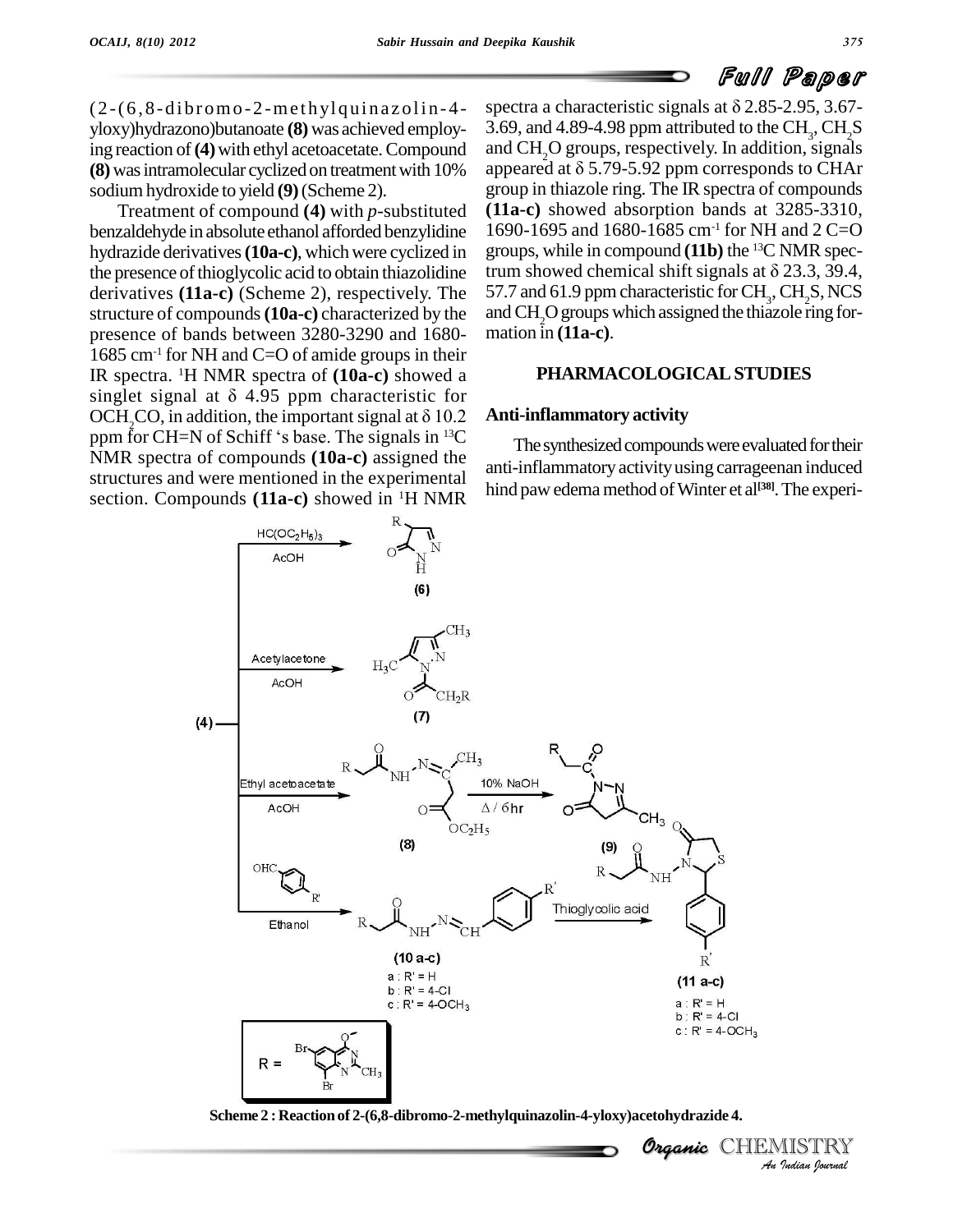(2-(6,8-dibromo-2-methylquinazolin-4-yloxy)hydrazono)butanoate **(8)** was achieved employing reaction of **(4)** with ethyl acetoacetate. Compound **(8)** was intramolecular cyclized on treatment with 10% sodium hydroxide to yield **(9)** (Scheme 2).

Treatment of compound **(4)** with *p*-substituted benzaldehyde in absolute ethanol afforded benzylidine hydrazide derivatives **(10a-c)**, which were cyclized in the presence of thioglycolic acid to obtain thiazolidine derivatives **(11a-c)** (Scheme 2), respectively. The structure of compounds **(10a-c)** characterized by the presence of bands between 3280-3290 and 1680-1685 $cm^{-1}$ for NH and C=O of amide groups in their IR spectra. $^{1}H$ NMR spectra of **(10a-c)** showed a singlet signal at δ 4.95 ppm characteristic for $OCH_2CO$, in addition, the important signal at δ 10.2 ppm for CH=N of Schiff 's base. The signals in $^{13}C$ NMR spectra of compounds **(10a-c)** assigned the structures and were mentioned in the experimental section. Compounds **(11a-c)** showed in $^{1}H$ NMR spectra a characteristic signals at δ 2.85-2.95, 3.67-3.69, and 4.89-4.98 ppm attributed to the $CH_3$, $CH_2S$ and $CH_2O$ groups, respectively. In addition, signals appeared at δ 5.79-5.92 ppm corresponds to CHAr group in thiazole ring. The IR spectra of compounds **(11a-c)** showed absorption bands at 3285-3310, 1690-1695 and 1680-1685 $cm^{-1}$ for NH and 2 C=O groups, while in compound **(11b)** the $^{13}C$ NMR spectrum showed chemical shift signals at δ 23.3, 39.4, 57.7 and 61.9 ppm characteristic for $CH_3$, $CH_2S$, NCS and $CH_2O$ groups which assigned the thiazole ring formation in **(11a-c)**.

## PHARMACOLOGICAL STUDIES

### Anti-inflammatory activity

The synthesized compounds were evaluated for their anti-inflammatory activity using carrageenan induced hind paw edema method of Winter et al[38]. The experi-

**Scheme 2 : Reaction of 2-(6,8-dibromo-2-methylquinazolin-4-yloxy)acetohydrazide 4.**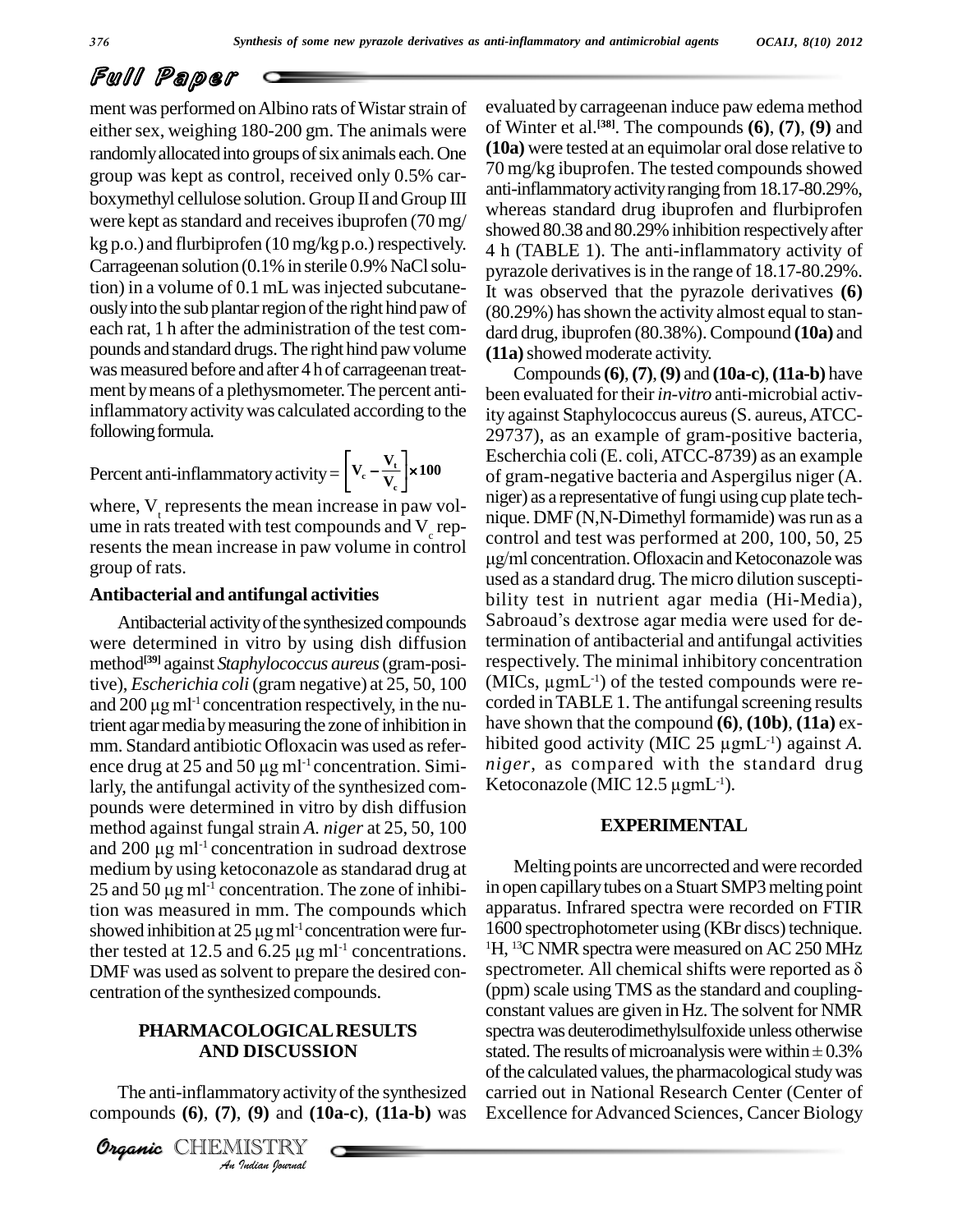ment was performed on Albino rats of Wistar strain of either sex, weighing 180-200 gm. The animals were randomly allocated into groups of six animals each. One group was kept as control, received only 0.5% carboxymethyl cellulose solution. Group II and Group III were kept as standard and receives ibuprofen (70 mg/kg p.o.) and flurbiprofen (10 mg/kg p.o.) respectively. Carrageenan solution (0.1% in sterile 0.9% NaCl solution) in a volume of 0.1 mL was injected subcutaneously into the sub plantar region of the right hind paw of each rat, 1 h after the administration of the test compounds and standard drugs. The right hind paw volume was measured before and after 4 h of carrageenan treatment by means of a plethysmometer. The percent anti-inflammatory activity was calculated according to the following formula.

$$\text{Percent anti-inflammatory activity} = \left[ V_c - \frac{V_t}{V_c} \right] \times 100$$

where, $V_t$ represents the mean increase in paw volume in rats treated with test compounds and $V_c$ represents the mean increase in paw volume in control group of rats.

### Antibacterial and antifungal activities

Antibacterial activity of the synthesized compounds were determined in vitro by using dish diffusion method[39] against *Staphylococcus aureus* (gram-positive), *Escherichia coli* (gram negative) at 25, 50, 100 and 200 μg ml$^{-1}$ concentration respectively, in the nutrient agar media by measuring the zone of inhibition in mm. Standard antibiotic Ofloxacin was used as reference drug at 25 and 50 μg ml$^{-1}$ concentration. Similarly, the antifungal activity of the synthesized compounds were determined in vitro by dish diffusion method against fungal strain *A. niger* at 25, 50, 100 and 200 μg ml$^{-1}$ concentration in sudroad dextrose medium by using ketoconazole as standarad drug at 25 and 50 μg ml$^{-1}$ concentration. The zone of inhibition was measured in mm. The compounds which showed inhibition at 25 μg ml$^{-1}$ concentration were further tested at 12.5 and 6.25 μg ml$^{-1}$ concentrations. DMF was used as solvent to prepare the desired concentration of the synthesized compounds.

## PHARMACOLOGICAL RESULTS AND DISCUSSION

The anti-inflammatory activity of the synthesized compounds **(6)**, **(7)**, **(9)** and **(10a-c)**, **(11a-b)** was evaluated by carrageenan induce paw edema method of Winter et al.[38]. The compounds **(6)**, **(7)**, **(9)** and **(10a)** were tested at an equimolar oral dose relative to 70 mg/kg ibuprofen. The tested compounds showed anti-inflammatory activity ranging from 18.17-80.29%, whereas standard drug ibuprofen and flurbiprofen showed 80.38 and 80.29% inhibition respectively after 4 h (TABLE 1). The anti-inflammatory activity of pyrazole derivatives is in the range of 18.17-80.29%. It was observed that the pyrazole derivatives **(6)** (80.29%) has shown the activity almost equal to standard drug, ibuprofen (80.38%). Compound **(10a)** and **(11a)** showed moderate activity.

Compounds **(6)**, **(7)**, **(9)** and **(10a-c)**, **(11a-b)** have been evaluated for their *in-vitro* anti-microbial activity against Staphylococcus aureus (S. aureus, ATCC-29737), as an example of gram-positive bacteria, Escherchia coli (E. coli, ATCC-8739) as an example of gram-negative bacteria and Aspergilus niger (A. niger) as a representative of fungi using cup plate technique. DMF (N,N-Dimethyl formamide) was run as a control and test was performed at 200, 100, 50, 25 μg/ml concentration. Ofloxacin and Ketoconazole was used as a standard drug. The micro dilution susceptibility test in nutrient agar media (Hi-Media), Sabroaud's dextrose agar media were used for determination of antibacterial and antifungal activities respectively. The minimal inhibitory concentration (MICs, μgmL$^{-1}$) of the tested compounds were recorded in TABLE 1. The antifungal screening results have shown that the compound **(6)**, **(10b)**, **(11a)** exhibited good activity (MIC 25 μgmL$^{-1}$) against *A. niger*, as compared with the standard drug Ketoconazole (MIC 12.5 μgmL$^{-1}$).

## EXPERIMENTAL

Melting points are uncorrected and were recorded in open capillary tubes on a Stuart SMP3 melting point apparatus. Infrared spectra were recorded on FTIR 1600 spectrophotometer using (KBr discs) technique. $^{1}$H, $^{13}$C NMR spectra were measured on AC 250 MHz spectrometer. All chemical shifts were reported as δ (ppm) scale using TMS as the standard and coupling-constant values are given in Hz. The solvent for NMR spectra was deuterodimethylsulfoxide unless otherwise stated. The results of microanalysis were within ± 0.3% of the calculated values, the pharmacological study was carried out in National Research Center (Center of Excellence for Advanced Sciences, Cancer Biology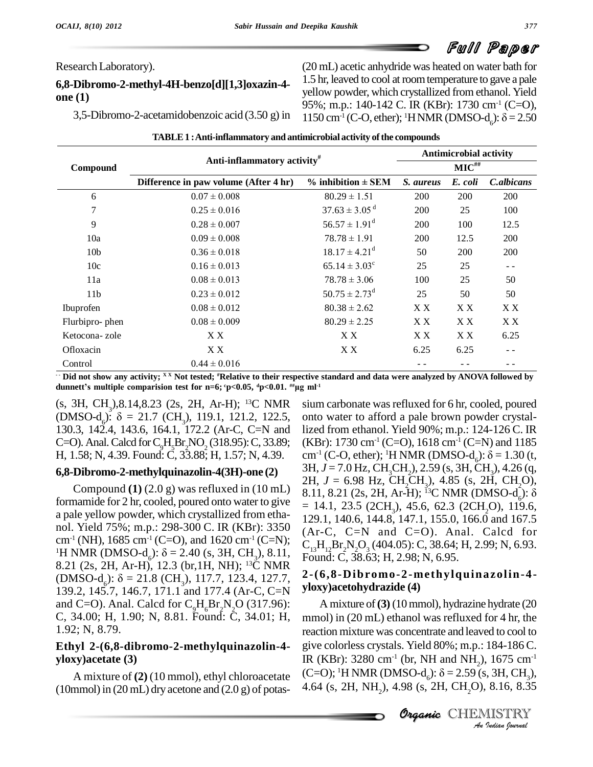Research Laboratory).

### 6,8-Dibromo-2-methyl-4H-benzo[d][1,3]oxazin-4-one (1)

3,5-Dibromo-2-acetamidobenzoic acid (3.50 g) in (20 mL) acetic anhydride was heated on water bath for 1.5 hr, leaved to cool at room temperature to give a pale yellow powder, which crystallized from ethanol. Yield 95%; m.p.: 140-142 C. IR (KBr): 1730 $cm^{-1}$ (C=O), 1150 $cm^{-1}$ (C-O, ether); $^1H$ NMR (DMSO-$d_6$): $\delta = 2.50$ (s, 3H, $CH_3$), 8.14, 8.23 (2s, 2H, Ar-H); $^{13}C$ NMR (DMSO-$d_6$): $\delta = 21.7$ ($CH_3$), 119.1, 121.2, 122.5, 130.3, 142.4, 143.6, 164.1, 172.2 (Ar-C, C=N and C=O). Anal. Calcd for $C_9H_5Br_2NO_2$ (318.95): C, 33.89; H, 1.58; N, 4.39. Found: C, 33.88; H, 1.57; N, 4.39.

**TABLE 1 : Anti-inflammatory and antimicrobial activity of the compounds**

| Compound | Anti-inflammatory activity[#] | | Antimicrobial activity MIC[##] | | |
|---|---|---|---|---|---|
| | Difference in paw volume (After 4 hr) | % inhibition ± SEM | *S. aureus* | *E. coli* | *C.albicans* |
| 6 | 0.07 ± 0.008 | 80.29 ± 1.51 | 200 | 200 | 200 |
| 7 | 0.25 ± 0.016 | 37.63 ± 3.05 [d] | 200 | 25 | 100 |
| 9 | 0.28 ± 0.007 | 56.57 ± 1.91[d] | 200 | 100 | 12.5 |
| 10a | 0.09 ± 0.008 | 78.78 ± 1.91 | 200 | 12.5 | 200 |
| 10b | 0.36 ± 0.018 | 18.17 ± 4.21[d] | 50 | 200 | 200 |
| 10c | 0.16 ± 0.013 | 65.14 ± 3.03[c] | 25 | 25 | - - |
| 11a | 0.08 ± 0.013 | 78.78 ± 3.06 | 100 | 25 | 50 |
| 11b | 0.23 ± 0.012 | 50.75 ± 2.73[d] | 25 | 50 | 50 |
| Ibuprofen | 0.08 ± 0.012 | 80.38 ± 2.62 | X X | X X | X X |
| Flurbipro- phen | 0.08 ± 0.009 | 80.29 ± 2.25 | X X | X X | X X |
| Ketocona- zole | X X | X X | X X | X X | 6.25 |
| Ofloxacin | X X | X X | 6.25 | 6.25 | - - |
| Control | 0.44 ± 0.016 | | - - | - - | - - |

**- - Did not show any activity; X X Not tested; [#]Relative to their respective standard and data were analyzed by ANOVA followed by dunnett's multiple comparision test for n=6; [c]p<0.05, [d]p<0.01. [##]µg ml$^{-1}$**

### 6,8-Dibromo-2-methylquinazolin-4(3H)-one (2)

Compound **(1)** (2.0 g) was refluxed in (10 mL) formamide for 2 hr, cooled, poured onto water to give a pale yellow powder, which crystallized from ethanol. Yield 75%; m.p.: 298-300 C. IR (KBr): 3350 $cm^{-1}$ (NH), 1685 $cm^{-1}$ (C=O), and 1620 $cm^{-1}$ (C=N); $^1H$ NMR (DMSO-$d_6$): $\delta = 2.40$ (s, 3H, $CH_3$), 8.11, 8.21 (2s, 2H, Ar-H), 12.3 (br,1H, NH); $^{13}C$ NMR (DMSO-$d_6$): $\delta = 21.8$ ($CH_3$), 117.7, 123.4, 127.7, 139.2, 145.7, 146.7, 171.1 and 177.4 (Ar-C, C=N and C=O). Anal. Calcd for $C_9H_6Br_2N_2O$ (317.96): C, 34.00; H, 1.90; N, 8.81. Found: C, 34.01; H, 1.92; N, 8.79.

### Ethyl 2-(6,8-dibromo-2-methylquinazolin-4-yloxy)acetate (3)

A mixture of **(2)** (10 mmol), ethyl chloroacetate (10mmol) in (20 mL) dry acetone and (2.0 g) of potassium carbonate was refluxed for 6 hr, cooled, poured onto water to afford a pale brown powder crystallized from ethanol. Yield 90%; m.p.: 124-126 C. IR (KBr): 1730 $cm^{-1}$ (C=O), 1618 $cm^{-1}$ (C=N) and 1185 $cm^{-1}$ (C-O, ether); $^1H$ NMR (DMSO-$d_6$): $\delta = 1.30$ (t, 3H, $J = 7.0$ Hz, $CH_3CH_2$), 2.59 (s, 3H, $CH_3$), 4.26 (q, 2H, $J = 6.98$ Hz, $CH_2CH_3$), 4.85 (s, 2H, $CH_2O$), 8.11, 8.21 (2s, 2H, Ar-H); $^{13}C$ NMR (DMSO-$d_6$): $\delta = 14.1$, 23.5 (2$CH_3$), 45.6, 62.3 (2$CH_2O$), 119.6, 129.1, 140.6, 144.8, 147.1, 155.0, 166.0 and 167.5 (Ar-C, C=N and C=O). Anal. Calcd for $C_{13}H_{12}Br_2N_2O_3$ (404.05): C, 38.64; H, 2.99; N, 6.93. Found: C, 38.63; H, 2.98; N, 6.95.

### 2-(6,8-Dibromo-2-methylquinazolin-4-yloxy)acetohydrazide (4)

A mixture of **(3)** (10 mmol), hydrazine hydrate (20 mmol) in (20 mL) ethanol was refluxed for 4 hr, the reaction mixture was concentrate and leaved to cool to give colorless crystals. Yield 80%; m.p.: 184-186 C. IR (KBr): 3280 $cm^{-1}$ (br, NH and $NH_2$), 1675 $cm^{-1}$ (C=O); $^1H$ NMR (DMSO-$d_6$): $\delta = 2.59$ (s, 3H, $CH_3$), 4.64 (s, 2H, $NH_2$), 4.98 (s, 2H, $CH_2O$), 8.16, 8.35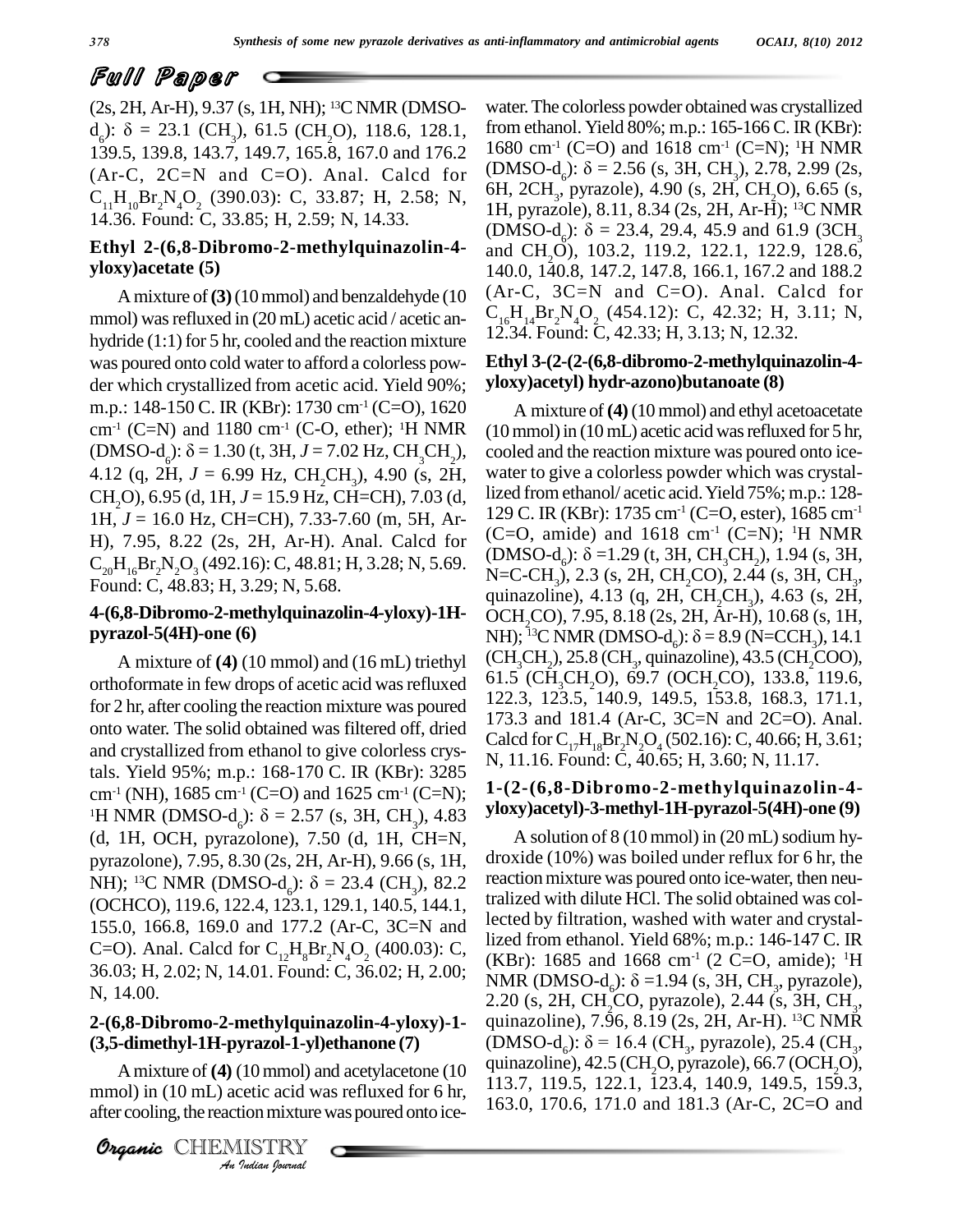(2s, 2H, Ar-H), 9.37 (s, 1H, NH); [13]C NMR (DMSO-$d_6$): δ = 23.1 ($CH_3$), 61.5 ($CH_2O$), 118.6, 128.1, 139.5, 139.8, 143.7, 149.7, 165.8, 167.0 and 176.2 (Ar-C, 2C=N and C=O). Anal. Calcd for $C_{11}H_{10}Br_2N_4O_2$ (390.03): C, 33.87; H, 2.58; N, 14.36. Found: C, 33.85; H, 2.59; N, 14.33.

### Ethyl 2-(6,8-Dibromo-2-methylquinazolin-4-yloxy)acetate (5)

A mixture of **(3)** (10 mmol) and benzaldehyde (10 mmol) was refluxed in (20 mL) acetic acid / acetic anhydride (1:1) for 5 hr, cooled and the reaction mixture was poured onto cold water to afford a colorless powder which crystallized from acetic acid. Yield 90%; m.p.: 148-150 C. IR (KBr): 1730 $cm^{-1}$ (C=O), 1620 $cm^{-1}$ (C=N) and 1180 $cm^{-1}$ (C-O, ether); [1]H NMR (DMSO-$d_6$): δ = 1.30 (t, 3H, $J$ = 7.02 Hz, $CH_3CH_2$), 4.12 (q, 2H, $J$ = 6.99 Hz, $CH_2CH_3$), 4.90 (s, 2H, $CH_2O$), 6.95 (d, 1H, $J$ = 15.9 Hz, CH=CH), 7.03 (d, 1H, $J$ = 16.0 Hz, CH=CH), 7.33-7.60 (m, 5H, Ar-H), 7.95, 8.22 (2s, 2H, Ar-H). Anal. Calcd for $C_{20}H_{16}Br_2N_2O_3$ (492.16): C, 48.81; H, 3.28; N, 5.69. Found: C, 48.83; H, 3.29; N, 5.68.

### 4-(6,8-Dibromo-2-methylquinazolin-4-yloxy)-1H-pyrazol-5(4H)-one (6)

A mixture of **(4)** (10 mmol) and (16 mL) triethyl orthoformate in few drops of acetic acid was refluxed for 2 hr, after cooling the reaction mixture was poured onto water. The solid obtained was filtered off, dried and crystallized from ethanol to give colorless crystals. Yield 95%; m.p.: 168-170 C. IR (KBr): 3285 $cm^{-1}$ (NH), 1685 $cm^{-1}$ (C=O) and 1625 $cm^{-1}$ (C=N); [1]H NMR (DMSO-$d_6$): δ = 2.57 (s, 3H, $CH_3$), 4.83 (d, 1H, OCH, pyrazolone), 7.50 (d, 1H, CH=N, pyrazolone), 7.95, 8.30 (2s, 2H, Ar-H), 9.66 (s, 1H, NH); [13]C NMR (DMSO-$d_6$): δ = 23.4 ($CH_3$), 82.2 (OCHCO), 119.6, 122.4, 123.1, 129.1, 140.5, 144.1, 155.0, 166.8, 169.0 and 177.2 (Ar-C, 3C=N and C=O). Anal. Calcd for $C_{12}H_8Br_2N_4O_2$ (400.03): C, 36.03; H, 2.02; N, 14.01. Found: C, 36.02; H, 2.00; N, 14.00.

### 2-(6,8-Dibromo-2-methylquinazolin-4-yloxy)-1-(3,5-dimethyl-1H-pyrazol-1-yl)ethanone (7)

A mixture of **(4)** (10 mmol) and acetylacetone (10 mmol) in (10 mL) acetic acid was refluxed for 6 hr, after cooling, the reaction mixture was poured onto ice-water. The colorless powder obtained was crystallized from ethanol. Yield 80%; m.p.: 165-166 C. IR (KBr): 1680 $cm^{-1}$ (C=O) and 1618 $cm^{-1}$ (C=N); [1]H NMR (DMSO-$d_6$): δ = 2.56 (s, 3H, $CH_3$), 2.78, 2.99 (2s, 6H, 2$CH_3$, pyrazole), 4.90 (s, 2H, $CH_2O$), 6.65 (s, 1H, pyrazole), 8.11, 8.34 (2s, 2H, Ar-H); [13]C NMR (DMSO-$d_6$): δ = 23.4, 29.4, 45.9 and 61.9 (3$CH_3$ and $CH_2O$), 103.2, 119.2, 122.1, 122.9, 128.6, 140.0, 140.8, 147.2, 147.8, 166.1, 167.2 and 188.2 (Ar-C, 3C=N and C=O). Anal. Calcd for $C_{16}H_{14}Br_2N_4O_2$ (454.12): C, 42.32; H, 3.11; N, 12.34. Found: C, 42.33; H, 3.13; N, 12.32.

### Ethyl 3-(2-(2-(6,8-dibromo-2-methylquinazolin-4-yloxy)acetyl) hydr-azono)butanoate (8)

A mixture of **(4)** (10 mmol) and ethyl acetoacetate (10 mmol) in (10 mL) acetic acid was refluxed for 5 hr, cooled and the reaction mixture was poured onto ice-water to give a colorless powder which was crystallized from ethanol/ acetic acid. Yield 75%; m.p.: 128-129 C. IR (KBr): 1735 $cm^{-1}$ (C=O, ester), 1685 $cm^{-1}$ (C=O, amide) and 1618 $cm^{-1}$ (C=N); [1]H NMR (DMSO-$d_6$): δ =1.29 (t, 3H, $CH_3CH_2$), 1.94 (s, 3H, N=C-$CH_3$), 2.3 (s, 2H, $CH_2CO$), 2.44 (s, 3H, $CH_3$, quinazoline), 4.13 (q, 2H, $CH_2CH_3$), 4.63 (s, 2H, $OCH_2CO$), 7.95, 8.18 (2s, 2H, Ar-H), 10.68 (s, 1H, NH); [13]C NMR (DMSO-$d_6$): δ = 8.9 (N=C$CH_3$), 14.1 ($CH_3CH_2$), 25.8 ($CH_3$, quinazoline), 43.5 ($CH_2COO$), 61.5 ($CH_3CH_2O$), 69.7 ($OCH_2CO$), 133.8, 119.6, 122.3, 123.5, 140.9, 149.5, 153.8, 168.3, 171.1, 173.3 and 181.4 (Ar-C, 3C=N and 2C=O). Anal. Calcd for $C_{17}H_{18}Br_2N_4O_4$ (502.16): C, 40.66; H, 3.61; N, 11.16. Found: C, 40.65; H, 3.60; N, 11.17.

### 1-(2-(6,8-Dibromo-2-methylquinazolin-4-yloxy)acetyl)-3-methyl-1H-pyrazol-5(4H)-one (9)

A solution of 8 (10 mmol) in (20 mL) sodium hydroxide (10%) was boiled under reflux for 6 hr, the reaction mixture was poured onto ice-water, then neutralized with dilute HCl. The solid obtained was collected by filtration, washed with water and crystallized from ethanol. Yield 68%; m.p.: 146-147 C. IR (KBr): 1685 and 1668 $cm^{-1}$ (2 C=O, amide); [1]H NMR (DMSO-$d_6$): δ =1.94 (s, 3H, $CH_3$, pyrazole), 2.20 (s, 2H, $CH_2CO$, pyrazole), 2.44 (s, 3H, $CH_3$, quinazoline), 7.96, 8.19 (2s, 2H, Ar-H). [13]C NMR (DMSO-$d_6$): δ = 16.4 ($CH_3$, pyrazole), 25.4 ($CH_3$, quinazoline), 42.5 ($CH_2O$, pyrazole), 66.7 ($OCH_2O$), 113.7, 119.5, 122.1, 123.4, 140.9, 149.5, 159.3, 163.0, 170.6, 171.0 and 181.3 (Ar-C, 2C=O and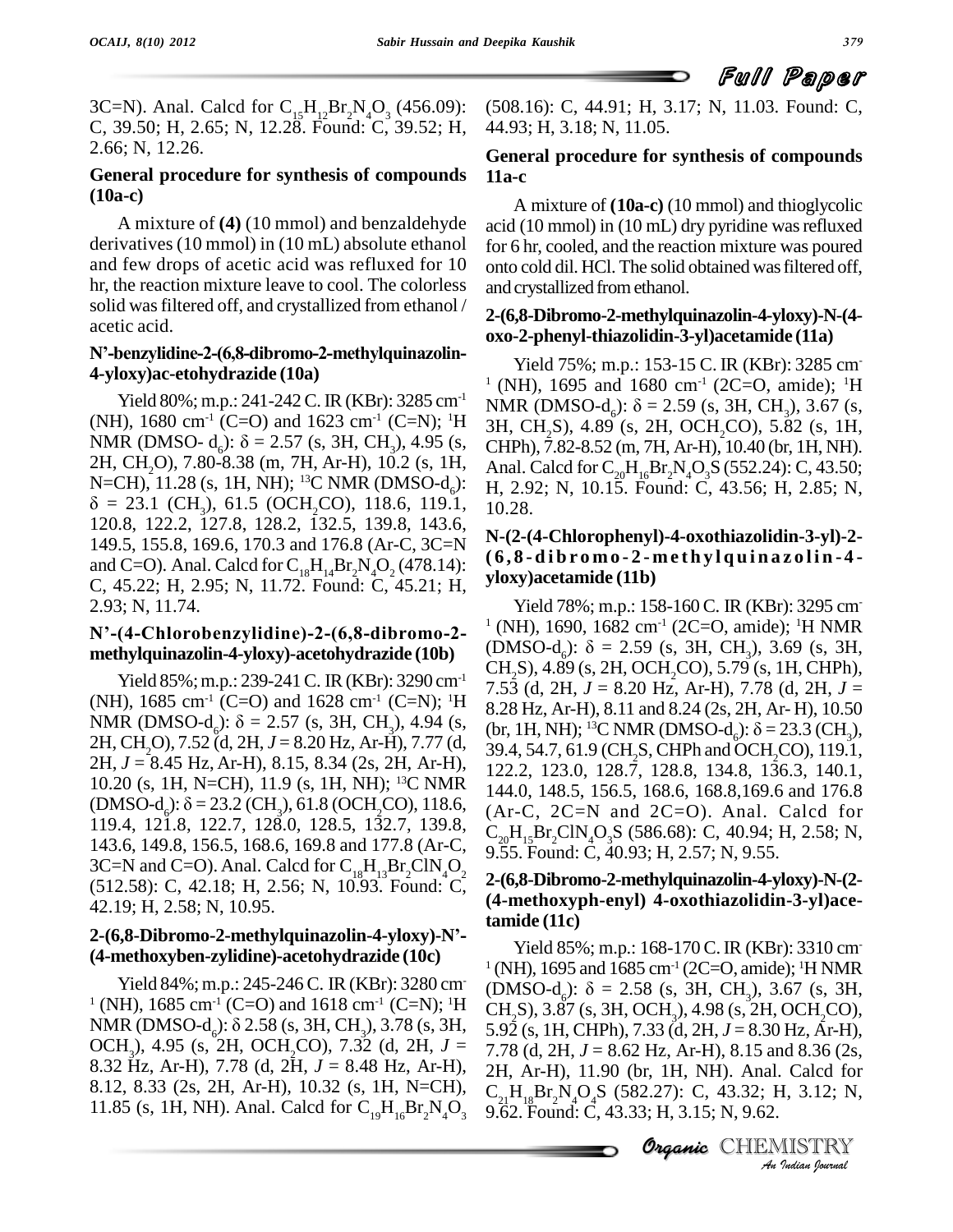3C=N). Anal. Calcd for $C_{15}H_{12}Br_2N_4O_3$ (456.09): C, 39.50; H, 2.65; N, 12.28. Found: C, 39.52; H, 2.66; N, 12.26.

### General procedure for synthesis of compounds (10a-c)

A mixture of **(4)** (10 mmol) and benzaldehyde derivatives (10 mmol) in (10 mL) absolute ethanol and few drops of acetic acid was refluxed for 10 hr, the reaction mixture leave to cool. The colorless solid was filtered off, and crystallized from ethanol / acetic acid.

### N'-benzylidine-2-(6,8-dibromo-2-methylquinazolin-4-yloxy)ac-etohydrazide (10a)

Yield 80%; m.p.: 241-242 C. IR (KBr): 3285 $cm^{-1}$ (NH), 1680 $cm^{-1}$ (C=O) and 1623 $cm^{-1}$ (C=N); $^1H$ NMR (DMSO- $d_6$): $\delta$ = 2.57 (s, 3H, $CH_3$), 4.95 (s, 2H, $CH_2O$), 7.80-8.38 (m, 7H, Ar-H), 10.2 (s, 1H, N=CH), 11.28 (s, 1H, NH); $^{13}C$ NMR (DMSO-$d_6$): $\delta$ = 23.1 ($CH_3$), 61.5 ($OCH_2CO$), 118.6, 119.1, 120.8, 122.2, 127.8, 128.2, 132.5, 139.8, 143.6, 149.5, 155.8, 169.6, 170.3 and 176.8 (Ar-C, 3C=N and C=O). Anal. Calcd for $C_{18}H_{14}Br_2N_4O_2$ (478.14): C, 45.22; H, 2.95; N, 11.72. Found: C, 45.21; H, 2.93; N, 11.74.

### N'-(4-Chlorobenzylidine)-2-(6,8-dibromo-2-methylquinazolin-4-yloxy)-acetohydrazide (10b)

Yield 85%; m.p.: 239-241 C. IR (KBr): 3290 $cm^{-1}$ (NH), 1685 $cm^{-1}$ (C=O) and 1628 $cm^{-1}$ (C=N); $^1H$ NMR (DMSO-$d_6$): $\delta$ = 2.57 (s, 3H, $CH_3$), 4.94 (s, 2H, $CH_2O$), 7.52 (d, 2H, $J$ = 8.20 Hz, Ar-H), 7.77 (d, 2H, $J$ = 8.45 Hz, Ar-H), 8.15, 8.34 (2s, 2H, Ar-H), 10.20 (s, 1H, N=CH), 11.9 (s, 1H, NH); $^{13}C$ NMR (DMSO-$d_6$): $\delta$ = 23.2 ($CH_3$), 61.8 ($OCH_2CO$), 118.6, 119.4, 121.8, 122.7, 128.0, 128.5, 132.7, 139.8, 143.6, 149.8, 156.5, 168.6, 169.8 and 177.8 (Ar-C, 3C=N and C=O). Anal. Calcd for $C_{18}H_{13}Br_2ClN_4O_2$ (512.58): C, 42.18; H, 2.56; N, 10.93. Found: C, 42.19; H, 2.58; N, 10.95.

### 2-(6,8-Dibromo-2-methylquinazolin-4-yloxy)-N'-(4-methoxyben-zylidine)-acetohydrazide (10c)

Yield 84%; m.p.: 245-246 C. IR (KBr): 3280 $cm^{-1}$ (NH), 1685 $cm^{-1}$ (C=O) and 1618 $cm^{-1}$ (C=N); $^1H$ NMR (DMSO-$d_6$): $\delta$ 2.58 (s, 3H, $CH_3$), 3.78 (s, 3H, $OCH_3$), 4.95 (s, 2H, $OCH_2CO$), 7.32 (d, 2H, $J$ = 8.32 Hz, Ar-H), 7.78 (d, 2H, $J$ = 8.48 Hz, Ar-H), 8.12, 8.33 (2s, 2H, Ar-H), 10.32 (s, 1H, N=CH), 11.85 (s, 1H, NH). Anal. Calcd for $C_{19}H_{16}Br_2N_4O_3$ (508.16): C, 44.91; H, 3.17; N, 11.03. Found: C, 44.93; H, 3.18; N, 11.05.

### General procedure for synthesis of compounds 11a-c

A mixture of **(10a-c)** (10 mmol) and thioglycolic acid (10 mmol) in (10 mL) dry pyridine was refluxed for 6 hr, cooled, and the reaction mixture was poured onto cold dil. HCl. The solid obtained was filtered off, and crystallized from ethanol.

### 2-(6,8-Dibromo-2-methylquinazolin-4-yloxy)-N-(4-oxo-2-phenyl-thiazolidin-3-yl)acetamide (11a)

Yield 75%; m.p.: 153-15 C. IR (KBr): 3285 $cm^{-1}$ (NH), 1695 and 1680 $cm^{-1}$ (2C=O, amide); $^1H$ NMR (DMSO-$d_6$): $\delta$ = 2.59 (s, 3H, $CH_3$), 3.67 (s, 3H, $CH_2S$), 4.89 (s, 2H, $OCH_2CO$), 5.82 (s, 1H, CHPh), 7.82-8.52 (m, 7H, Ar-H), 10.40 (br, 1H, NH). Anal. Calcd for $C_{20}H_{16}Br_2N_4O_3S$ (552.24): C, 43.50; H, 2.92; N, 10.15. Found: C, 43.56; H, 2.85; N, 10.28.

### N-(2-(4-Chlorophenyl)-4-oxothiazolidin-3-yl)-2-(6,8-dibromo-2-methylquinazolin-4-yloxy)acetamide (11b)

Yield 78%; m.p.: 158-160 C. IR (KBr): 3295 $cm^{-1}$ (NH), 1690, 1682 $cm^{-1}$ (2C=O, amide); $^1H$ NMR (DMSO-$d_6$): $\delta$ = 2.59 (s, 3H, $CH_3$), 3.69 (s, 3H, $CH_2S$), 4.89 (s, 2H, $OCH_2CO$), 5.79 (s, 1H, CHPh), 7.53 (d, 2H, $J$ = 8.20 Hz, Ar-H), 7.78 (d, 2H, $J$ = 8.28 Hz, Ar-H), 8.11 and 8.24 (2s, 2H, Ar- H), 10.50 (br, 1H, NH); $^{13}C$ NMR (DMSO-$d_6$): $\delta$ = 23.3 ($CH_3$), 39.4, 54.7, 61.9 ($CH_2S$, CHPh and $OCH_2CO$), 119.1, 122.2, 123.0, 128.7, 128.8, 134.8, 136.3, 140.1, 144.0, 148.5, 156.5, 168.6, 168.8,169.6 and 176.8 (Ar-C, 2C=N and 2C=O). Anal. Calcd for $C_{20}H_{15}Br_2ClN_4O_3S$ (586.68): C, 40.94; H, 2.58; N, 9.55. Found: C, 40.93; H, 2.57; N, 9.55.

### 2-(6,8-Dibromo-2-methylquinazolin-4-yloxy)-N-(2-(4-methoxyph-enyl) 4-oxothiazolidin-3-yl)acetamide (11c)

Yield 85%; m.p.: 168-170 C. IR (KBr): 3310 $cm^{-1}$ (NH), 1695 and 1685 $cm^{-1}$ (2C=O, amide); $^1H$ NMR (DMSO-$d_6$): $\delta$ = 2.58 (s, 3H, $CH_3$), 3.67 (s, 3H, $CH_2S$), 3.87 (s, 3H, $OCH_3$), 4.98 (s, 2H, $OCH_2CO$), 5.92 (s, 1H, CHPh), 7.33 (d, 2H, $J$ = 8.30 Hz, Ar-H), 7.78 (d, 2H, $J$ = 8.62 Hz, Ar-H), 8.15 and 8.36 (2s, 2H, Ar-H), 11.90 (br, 1H, NH). Anal. Calcd for $C_{21}H_{18}Br_2N_4O_4S$ (582.27): C, 43.32; H, 3.12; N, 9.62. Found: C, 43.33; H, 3.15; N, 9.62.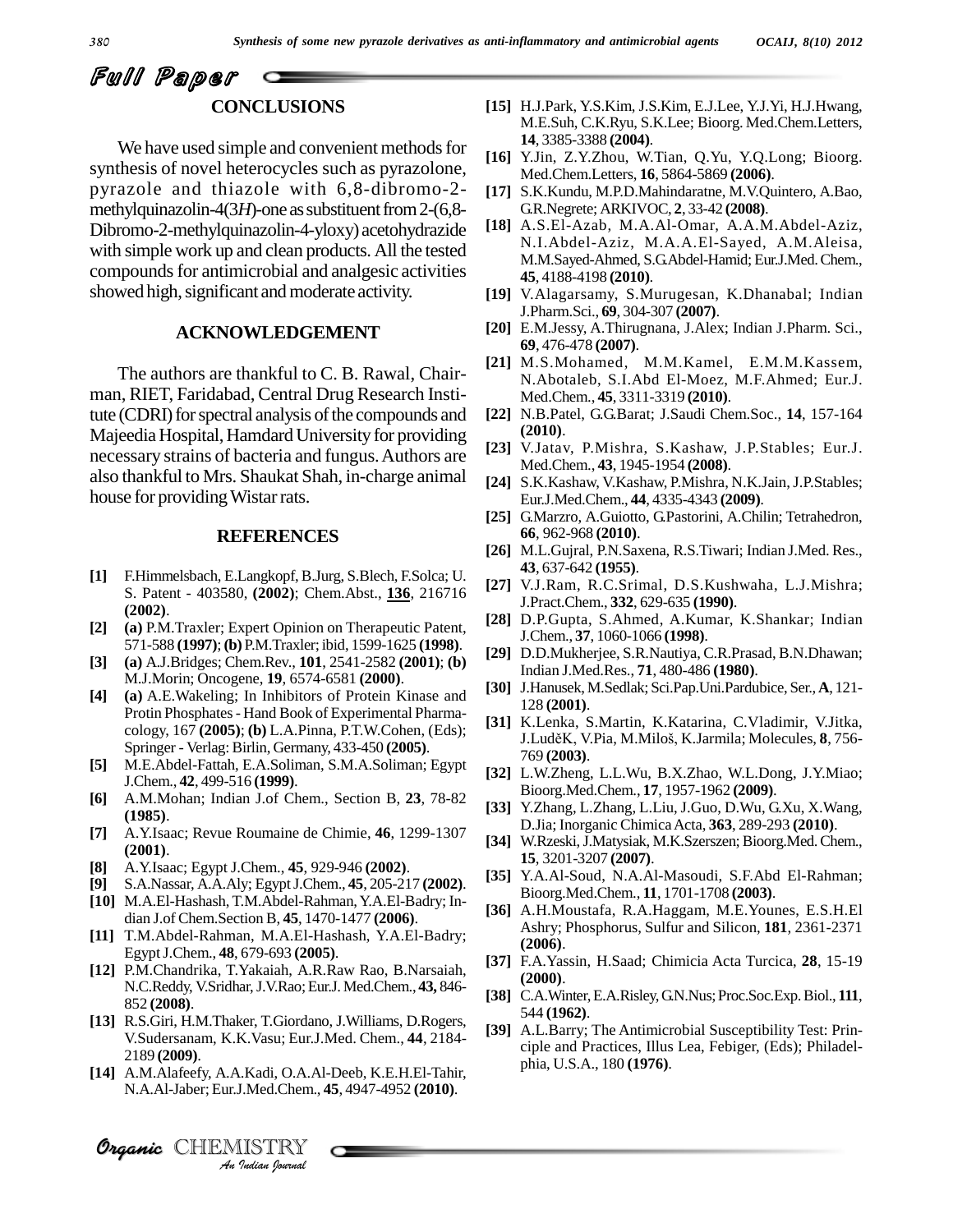## CONCLUSIONS

We have used simple and convenient methods for synthesis of novel heterocycles such as pyrazolone, pyrazole and thiazole with 6,8-dibromo-2-methylquinazolin-4(3*H*)-one as substituent from 2-(6,8-Dibromo-2-methylquinazolin-4-yloxy) acetohydrazide with simple work up and clean products. All the tested compounds for antimicrobial and analgesic activities showed high, significant and moderate activity.

## ACKNOWLEDGEMENT

The authors are thankful to C. B. Rawal, Chairman, RIET, Faridabad, Central Drug Research Institute (CDRI) for spectral analysis of the compounds and Majeedia Hospital, Hamdard University for providing necessary strains of bacteria and fungus. Authors are also thankful to Mrs. Shaukat Shah, in-charge animal house for providing Wistar rats.

## REFERENCES

[1] F.Himmelsbach, E.Langkopf, B.Jurg, S.Blech, F.Solca; U. S. Patent - 403580, **(2002)**; Chem.Abst., **136**, 216716 **(2002)**.

[2] **(a)** P.M.Traxler; Expert Opinion on Therapeutic Patent, 571-588 **(1997)**; **(b)** P.M.Traxler; ibid, 1599-1625 **(1998)**.

[3] **(a)** A.J.Bridges; Chem.Rev., **101**, 2541-2582 **(2001)**; **(b)** M.J.Morin; Oncogene, **19**, 6574-6581 **(2000)**.

[4] **(a)** A.E.Wakeling; In Inhibitors of Protein Kinase and Protin Phosphates - Hand Book of Experimental Pharmacology, 167 **(2005)**; **(b)** L.A.Pinna, P.T.W.Cohen, (Eds); Springer - Verlag: Birlin, Germany, 433-450 **(2005)**.

[5] M.E.Abdel-Fattah, E.A.Soliman, S.M.A.Soliman; Egypt J.Chem., **42**, 499-516 **(1999)**.

[6] A.M.Mohan; Indian J.of Chem., Section B, **23**, 78-82 **(1985)**.

[7] A.Y.Isaac; Revue Roumaine de Chimie, **46**, 1299-1307 **(2001)**.

[8] A.Y.Isaac; Egypt J.Chem., **45**, 929-946 **(2002)**.

[9] S.A.Nassar, A.A.Aly; Egypt J.Chem., **45**, 205-217 **(2002)**.

[10] M.A.El-Hashash, T.M.Abdel-Rahman, Y.A.El-Badry; Indian J.of Chem.Section B, **45**, 1470-1477 **(2006)**.

[11] T.M.Abdel-Rahman, M.A.El-Hashash, Y.A.El-Badry; Egypt J.Chem., **48**, 679-693 **(2005)**.

[12] P.M.Chandrika, T.Yakaiah, A.R.Raw Rao, B.Narsaiah, N.C.Reddy, V.Sridhar, J.V.Rao; Eur.J. Med.Chem., **43,** 846-852 **(2008)**.

[13] R.S.Giri, H.M.Thaker, T.Giordano, J.Williams, D.Rogers, V.Sudersanam, K.K.Vasu; Eur.J.Med. Chem., **44**, 2184-2189 **(2009)**.

[14] A.M.Alafeefy, A.A.Kadi, O.A.Al-Deeb, K.E.H.El-Tahir, N.A.Al-Jaber; Eur.J.Med.Chem., **45**, 4947-4952 **(2010)**.

[15] H.J.Park, Y.S.Kim, J.S.Kim, E.J.Lee, Y.J.Yi, H.J.Hwang, M.E.Suh, C.K.Ryu, S.K.Lee; Bioorg. Med.Chem.Letters, **14**, 3385-3388 **(2004)**.

[16] Y.Jin, Z.Y.Zhou, W.Tian, Q.Yu, Y.Q.Long; Bioorg. Med.Chem.Letters, **16**, 5864-5869 **(2006)**.

[17] S.K.Kundu, M.P.D.Mahindaratne, M.V.Quintero, A.Bao, G.R.Negrete; ARKIVOC, **2**, 33-42 **(2008)**.

[18] A.S.El-Azab, M.A.Al-Omar, A.A.M.Abdel-Aziz, N.I.Abdel-Aziz, M.A.A.El-Sayed, A.M.Aleisa, M.M.Sayed-Ahmed, S.G.Abdel-Hamid; Eur.J.Med. Chem., **45**, 4188-4198 **(2010)**.

[19] V.Alagarsamy, S.Murugesan, K.Dhanabal; Indian J.Pharm.Sci., **69**, 304-307 **(2007)**.

[20] E.M.Jessy, A.Thirugnana, J.Alex; Indian J.Pharm. Sci., **69**, 476-478 **(2007)**.

[21] M.S.Mohamed, M.M.Kamel, E.M.M.Kassem, N.Abotaleb, S.I.Abd El-Moez, M.F.Ahmed; Eur.J. Med.Chem., **45**, 3311-3319 **(2010)**.

[22] N.B.Patel, G.G.Barat; J.Saudi Chem.Soc., **14**, 157-164 **(2010)**.

[23] V.Jatav, P.Mishra, S.Kashaw, J.P.Stables; Eur.J. Med.Chem., **43**, 1945-1954 **(2008)**.

[24] S.K.Kashaw, V.Kashaw, P.Mishra, N.K.Jain, J.P.Stables; Eur.J.Med.Chem., **44**, 4335-4343 **(2009)**.

[25] G.Marzro, A.Guiotto, G.Pastorini, A.Chilin; Tetrahedron, **66**, 962-968 **(2010)**.

[26] M.L.Gujral, P.N.Saxena, R.S.Tiwari; Indian J.Med. Res., **43**, 637-642 **(1955)**.

[27] V.J.Ram, R.C.Srimal, D.S.Kushwaha, L.J.Mishra; J.Pract.Chem., **332**, 629-635 **(1990)**.

[28] D.P.Gupta, S.Ahmed, A.Kumar, K.Shankar; Indian J.Chem., **37**, 1060-1066 **(1998)**.

[29] D.D.Mukherjee, S.R.Nautiya, C.R.Prasad, B.N.Dhawan; Indian J.Med.Res., **71**, 480-486 **(1980)**.

[30] J.Hanusek, M.Sedlak; Sci.Pap.Uni.Pardubice, Ser., **A**, 121-128 **(2001)**.

[31] K.Lenka, S.Martin, K.Katarina, C.Vladimir, V.Jitka, J.LuděK, V.Pia, M.Miloš, K.Jarmila; Molecules, **8**, 756-769 **(2003)**.

[32] L.W.Zheng, L.L.Wu, B.X.Zhao, W.L.Dong, J.Y.Miao; Bioorg.Med.Chem., **17**, 1957-1962 **(2009)**.

[33] Y.Zhang, L.Zhang, L.Liu, J.Guo, D.Wu, G.Xu, X.Wang, D.Jia; Inorganic Chimica Acta, **363**, 289-293 **(2010)**.

[34] W.Rzeski, J.Matysiak, M.K.Szerszen; Bioorg.Med. Chem., **15**, 3201-3207 **(2007)**.

[35] Y.A.Al-Soud, N.A.Al-Masoudi, S.F.Abd El-Rahman; Bioorg.Med.Chem., **11**, 1701-1708 **(2003)**.

[36] A.H.Moustafa, R.A.Haggam, M.E.Younes, E.S.H.El Ashry; Phosphorus, Sulfur and Silicon, **181**, 2361-2371 **(2006)**.

[37] F.A.Yassin, H.Saad; Chimicia Acta Turcica, **28**, 15-19 **(2000)**.

[38] C.A.Winter, E.A.Risley, G.N.Nus; Proc.Soc.Exp. Biol., **111**, 544 **(1962)**.

[39] A.L.Barry; The Antimicrobial Susceptibility Test: Principle and Practices, Illus Lea, Febiger, (Eds); Philadelphia, U.S.A., 180 **(1976)**.